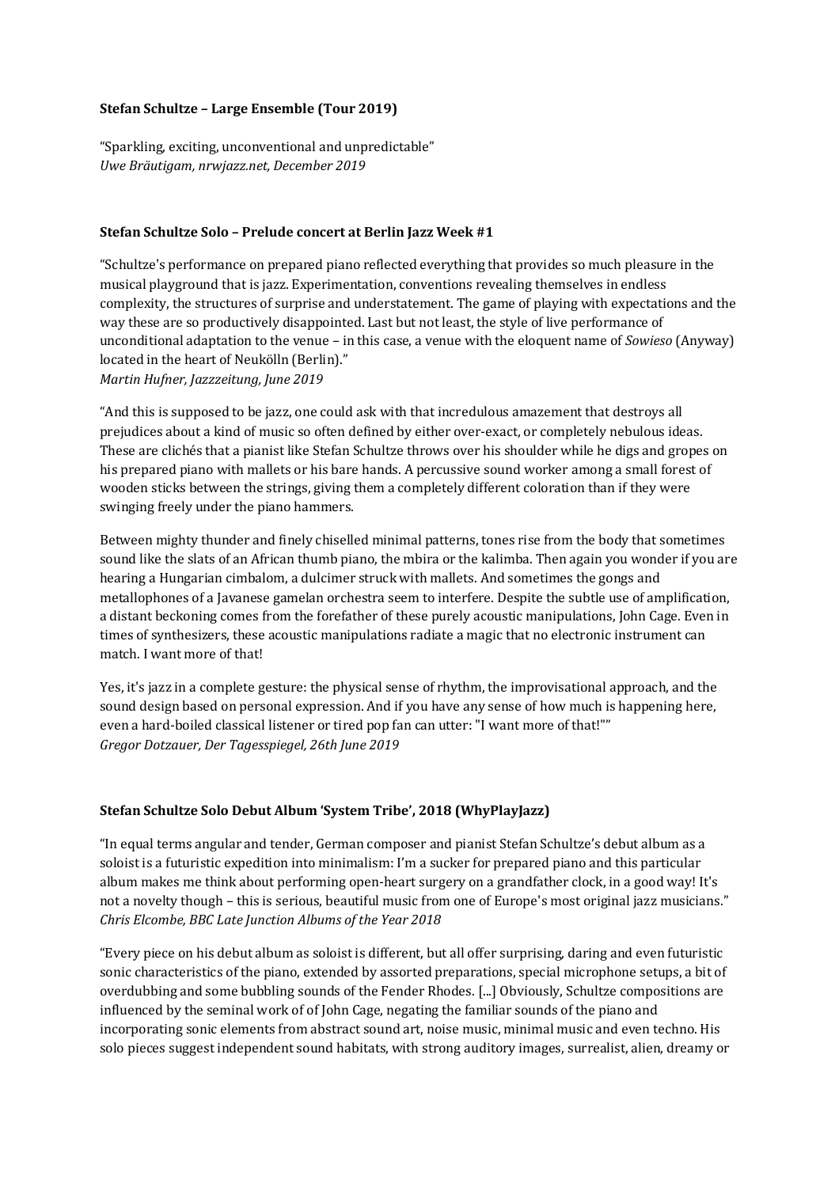**Stefan Schultze – Large Ensemble (Tour 2019)**

"Sparkling, exciting, unconventional and unpredictable"
*Uwe Bräutigam, nrwjazz.net, December 2019*

**Stefan Schultze Solo – Prelude concert at Berlin Jazz Week #1**

"Schultze's performance on prepared piano reflected everything that provides so much pleasure in the musical playground that is jazz. Experimentation, conventions revealing themselves in endless complexity, the structures of surprise and understatement. The game of playing with expectations and the way these are so productively disappointed. Last but not least, the style of live performance of unconditional adaptation to the venue – in this case, a venue with the eloquent name of *Sowieso* (Anyway) located in the heart of Neukölln (Berlin)."
*Martin Hufner, Jazzzeitung, June 2019*

"And this is supposed to be jazz, one could ask with that incredulous amazement that destroys all prejudices about a kind of music so often defined by either over-exact, or completely nebulous ideas. These are clichés that a pianist like Stefan Schultze throws over his shoulder while he digs and gropes on his prepared piano with mallets or his bare hands. A percussive sound worker among a small forest of wooden sticks between the strings, giving them a completely different coloration than if they were swinging freely under the piano hammers.

Between mighty thunder and finely chiselled minimal patterns, tones rise from the body that sometimes sound like the slats of an African thumb piano, the mbira or the kalimba. Then again you wonder if you are hearing a Hungarian cimbalom, a dulcimer struck with mallets. And sometimes the gongs and metallophones of a Javanese gamelan orchestra seem to interfere. Despite the subtle use of amplification, a distant beckoning comes from the forefather of these purely acoustic manipulations, John Cage. Even in times of synthesizers, these acoustic manipulations radiate a magic that no electronic instrument can match. I want more of that!

Yes, it's jazz in a complete gesture: the physical sense of rhythm, the improvisational approach, and the sound design based on personal expression. And if you have any sense of how much is happening here, even a hard-boiled classical listener or tired pop fan can utter: "I want more of that!""
*Gregor Dotzauer, Der Tagesspiegel, 26th June 2019*

**Stefan Schultze Solo Debut Album 'System Tribe', 2018 (WhyPlayJazz)**

"In equal terms angular and tender, German composer and pianist Stefan Schultze's debut album as a soloist is a futuristic expedition into minimalism: I'm a sucker for prepared piano and this particular album makes me think about performing open-heart surgery on a grandfather clock, in a good way! It's not a novelty though – this is serious, beautiful music from one of Europe's most original jazz musicians."
*Chris Elcombe, BBC Late Junction Albums of the Year 2018*

"Every piece on his debut album as soloist is different, but all offer surprising, daring and even futuristic sonic characteristics of the piano, extended by assorted preparations, special microphone setups, a bit of overdubbing and some bubbling sounds of the Fender Rhodes. [...] Obviously, Schultze compositions are influenced by the seminal work of of John Cage, negating the familiar sounds of the piano and incorporating sonic elements from abstract sound art, noise music, minimal music and even techno. His solo pieces suggest independent sound habitats, with strong auditory images, surrealist, alien, dreamy or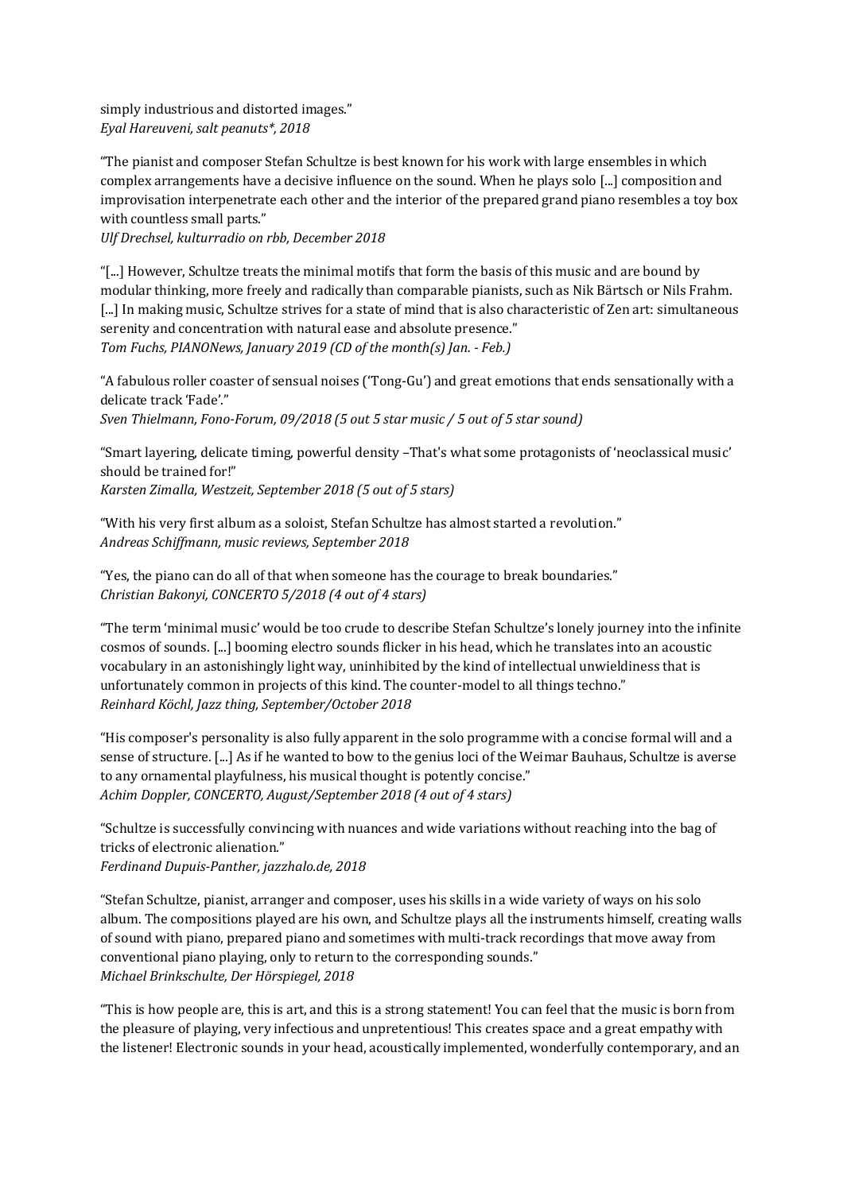simply industrious and distorted images."
*Eyal Hareuveni, salt peanuts*, 2018*

"The pianist and composer Stefan Schultze is best known for his work with large ensembles in which complex arrangements have a decisive influence on the sound. When he plays solo [...] composition and improvisation interpenetrate each other and the interior of the prepared grand piano resembles a toy box with countless small parts."
*Ulf Drechsel, kulturradio on rbb, December 2018*

"[...] However, Schultze treats the minimal motifs that form the basis of this music and are bound by modular thinking, more freely and radically than comparable pianists, such as Nik Bärtsch or Nils Frahm. [...] In making music, Schultze strives for a state of mind that is also characteristic of Zen art: simultaneous serenity and concentration with natural ease and absolute presence."
*Tom Fuchs, PIANONews, January 2019 (CD of the month(s) Jan. - Feb.)*

"A fabulous roller coaster of sensual noises ('Tong-Gu') and great emotions that ends sensationally with a delicate track 'Fade'."
*Sven Thielmann, Fono-Forum, 09/2018 (5 out 5 star music / 5 out of 5 star sound)*

"Smart layering, delicate timing, powerful density –That's what some protagonists of 'neoclassical music' should be trained for!"
*Karsten Zimalla, Westzeit, September 2018 (5 out of 5 stars)*

"With his very first album as a soloist, Stefan Schultze has almost started a revolution."
*Andreas Schiffmann, music reviews, September 2018*

"Yes, the piano can do all of that when someone has the courage to break boundaries."
*Christian Bakonyi, CONCERTO 5/2018 (4 out of 4 stars)*

"The term 'minimal music' would be too crude to describe Stefan Schultze's lonely journey into the infinite cosmos of sounds. [...] booming electro sounds flicker in his head, which he translates into an acoustic vocabulary in an astonishingly light way, uninhibited by the kind of intellectual unwieldiness that is unfortunately common in projects of this kind. The counter-model to all things techno."
*Reinhard Köchl, Jazz thing, September/October 2018*

"His composer's personality is also fully apparent in the solo programme with a concise formal will and a sense of structure. [...] As if he wanted to bow to the genius loci of the Weimar Bauhaus, Schultze is averse to any ornamental playfulness, his musical thought is potently concise."
*Achim Doppler, CONCERTO, August/September 2018 (4 out of 4 stars)*

"Schultze is successfully convincing with nuances and wide variations without reaching into the bag of tricks of electronic alienation."
*Ferdinand Dupuis-Panther, jazzhalo.de, 2018*

"Stefan Schultze, pianist, arranger and composer, uses his skills in a wide variety of ways on his solo album. The compositions played are his own, and Schultze plays all the instruments himself, creating walls of sound with piano, prepared piano and sometimes with multi-track recordings that move away from conventional piano playing, only to return to the corresponding sounds."
*Michael Brinkschulte, Der Hörspiegel, 2018*

"This is how people are, this is art, and this is a strong statement! You can feel that the music is born from the pleasure of playing, very infectious and unpretentious! This creates space and a great empathy with the listener! Electronic sounds in your head, acoustically implemented, wonderfully contemporary, and an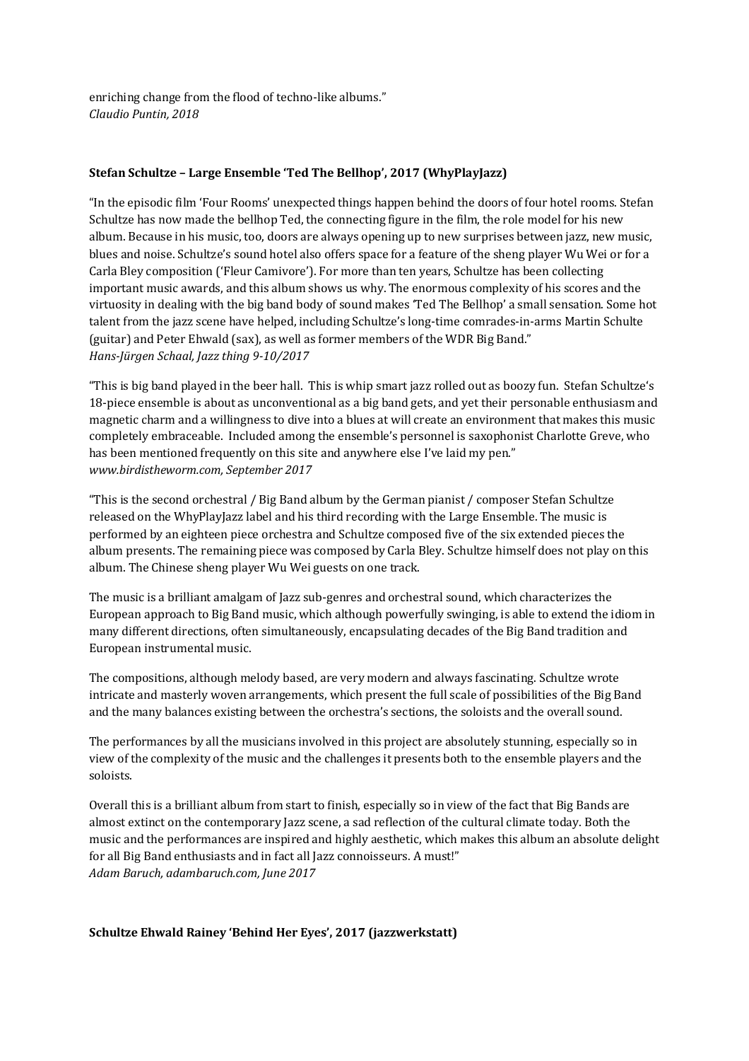enriching change from the flood of techno-like albums."
*Claudio Puntin, 2018*

**Stefan Schultze – Large Ensemble 'Ted The Bellhop', 2017 (WhyPlayJazz)**

"In the episodic film 'Four Rooms' unexpected things happen behind the doors of four hotel rooms. Stefan Schultze has now made the bellhop Ted, the connecting figure in the film, the role model for his new album. Because in his music, too, doors are always opening up to new surprises between jazz, new music, blues and noise. Schultze's sound hotel also offers space for a feature of the sheng player Wu Wei or for a Carla Bley composition ('Fleur Camivore'). For more than ten years, Schultze has been collecting important music awards, and this album shows us why. The enormous complexity of his scores and the virtuosity in dealing with the big band body of sound makes 'Ted The Bellhop' a small sensation. Some hot talent from the jazz scene have helped, including Schultze's long-time comrades-in-arms Martin Schulte (guitar) and Peter Ehwald (sax), as well as former members of the WDR Big Band."
*Hans-Jürgen Schaal, Jazz thing 9-10/2017*

"This is big band played in the beer hall. This is whip smart jazz rolled out as boozy fun. Stefan Schultze's 18-piece ensemble is about as unconventional as a big band gets, and yet their personable enthusiasm and magnetic charm and a willingness to dive into a blues at will create an environment that makes this music completely embraceable. Included among the ensemble's personnel is saxophonist Charlotte Greve, who has been mentioned frequently on this site and anywhere else I've laid my pen."
*www.birdistheworm.com, September 2017*

"This is the second orchestral / Big Band album by the German pianist / composer Stefan Schultze released on the WhyPlayJazz label and his third recording with the Large Ensemble. The music is performed by an eighteen piece orchestra and Schultze composed five of the six extended pieces the album presents. The remaining piece was composed by Carla Bley. Schultze himself does not play on this album. The Chinese sheng player Wu Wei guests on one track.

The music is a brilliant amalgam of Jazz sub-genres and orchestral sound, which characterizes the European approach to Big Band music, which although powerfully swinging, is able to extend the idiom in many different directions, often simultaneously, encapsulating decades of the Big Band tradition and European instrumental music.

The compositions, although melody based, are very modern and always fascinating. Schultze wrote intricate and masterly woven arrangements, which present the full scale of possibilities of the Big Band and the many balances existing between the orchestra's sections, the soloists and the overall sound.

The performances by all the musicians involved in this project are absolutely stunning, especially so in view of the complexity of the music and the challenges it presents both to the ensemble players and the soloists.

Overall this is a brilliant album from start to finish, especially so in view of the fact that Big Bands are almost extinct on the contemporary Jazz scene, a sad reflection of the cultural climate today. Both the music and the performances are inspired and highly aesthetic, which makes this album an absolute delight for all Big Band enthusiasts and in fact all Jazz connoisseurs. A must!"
*Adam Baruch, adambaruch.com, June 2017*

**Schultze Ehwald Rainey 'Behind Her Eyes', 2017 (jazzwerkstatt)**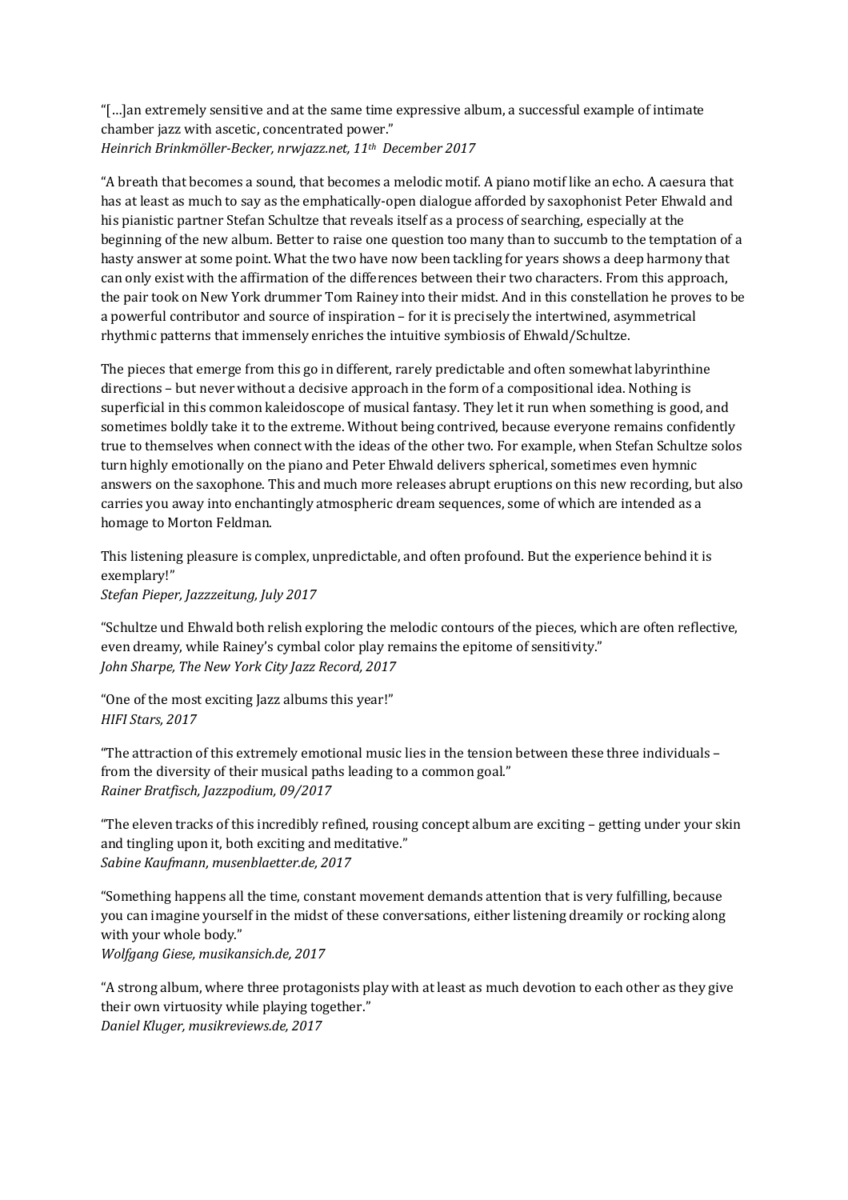"[…]an extremely sensitive and at the same time expressive album, a successful example of intimate chamber jazz with ascetic, concentrated power."
*Heinrich Brinkmöller-Becker, nrwjazz.net, 11th December 2017*

"A breath that becomes a sound, that becomes a melodic motif. A piano motif like an echo. A caesura that has at least as much to say as the emphatically-open dialogue afforded by saxophonist Peter Ehwald and his pianistic partner Stefan Schultze that reveals itself as a process of searching, especially at the beginning of the new album. Better to raise one question too many than to succumb to the temptation of a hasty answer at some point. What the two have now been tackling for years shows a deep harmony that can only exist with the affirmation of the differences between their two characters. From this approach, the pair took on New York drummer Tom Rainey into their midst. And in this constellation he proves to be a powerful contributor and source of inspiration – for it is precisely the intertwined, asymmetrical rhythmic patterns that immensely enriches the intuitive symbiosis of Ehwald/Schultze.

The pieces that emerge from this go in different, rarely predictable and often somewhat labyrinthine directions – but never without a decisive approach in the form of a compositional idea. Nothing is superficial in this common kaleidoscope of musical fantasy. They let it run when something is good, and sometimes boldly take it to the extreme. Without being contrived, because everyone remains confidently true to themselves when connect with the ideas of the other two. For example, when Stefan Schultze solos turn highly emotionally on the piano and Peter Ehwald delivers spherical, sometimes even hymnic answers on the saxophone. This and much more releases abrupt eruptions on this new recording, but also carries you away into enchantingly atmospheric dream sequences, some of which are intended as a homage to Morton Feldman.

This listening pleasure is complex, unpredictable, and often profound. But the experience behind it is exemplary!"
*Stefan Pieper, Jazzzeitung, July 2017*

"Schultze und Ehwald both relish exploring the melodic contours of the pieces, which are often reflective, even dreamy, while Rainey's cymbal color play remains the epitome of sensitivity."
*John Sharpe, The New York City Jazz Record, 2017*

"One of the most exciting Jazz albums this year!"
*HIFI Stars, 2017*

"The attraction of this extremely emotional music lies in the tension between these three individuals – from the diversity of their musical paths leading to a common goal."
*Rainer Bratfisch, Jazzpodium, 09/2017*

"The eleven tracks of this incredibly refined, rousing concept album are exciting – getting under your skin and tingling upon it, both exciting and meditative."
*Sabine Kaufmann, musenblaetter.de, 2017*

"Something happens all the time, constant movement demands attention that is very fulfilling, because you can imagine yourself in the midst of these conversations, either listening dreamily or rocking along with your whole body."
*Wolfgang Giese, musikansich.de, 2017*

"A strong album, where three protagonists play with at least as much devotion to each other as they give their own virtuosity while playing together."
*Daniel Kluger, musikreviews.de, 2017*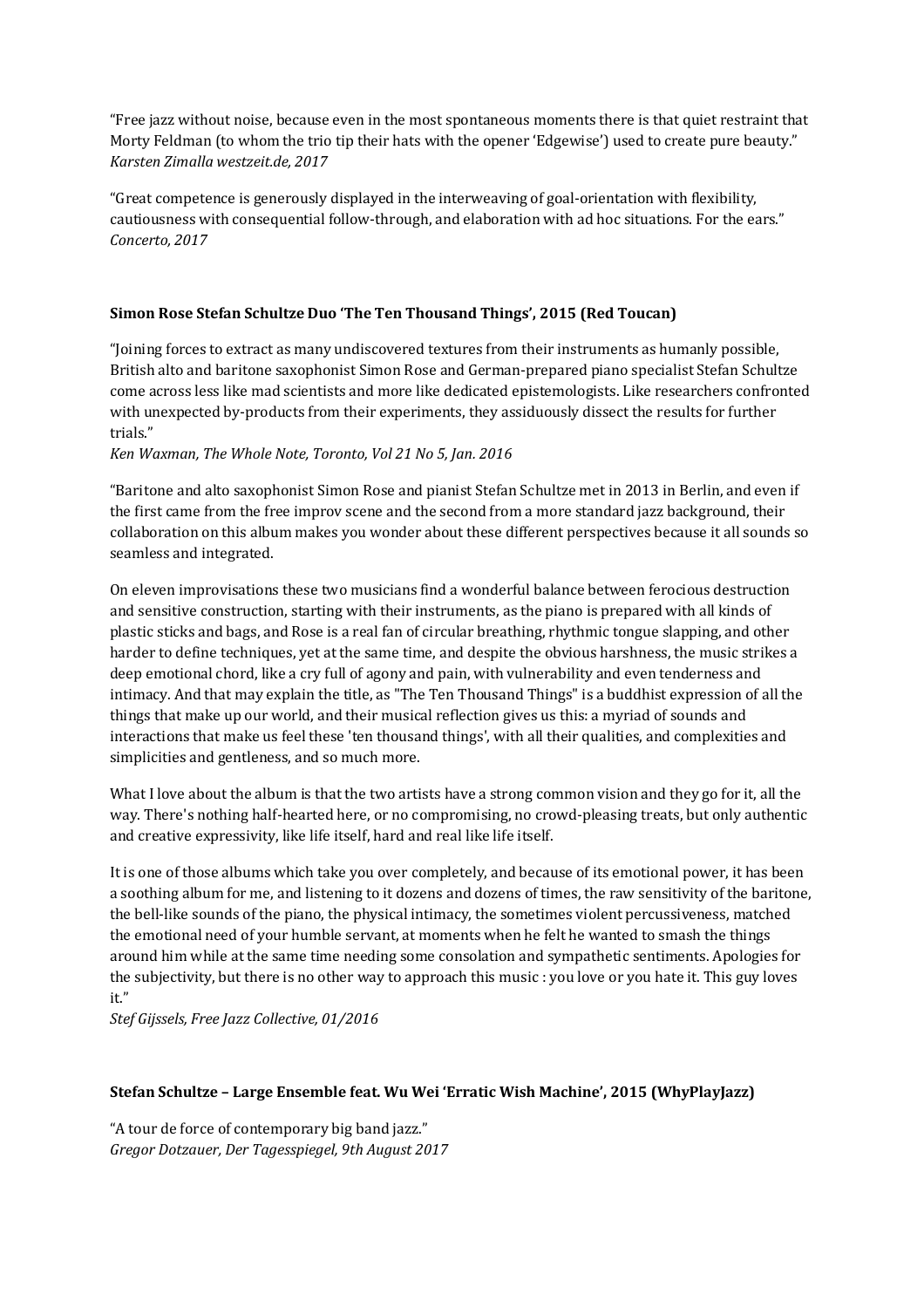"Free jazz without noise, because even in the most spontaneous moments there is that quiet restraint that Morty Feldman (to whom the trio tip their hats with the opener 'Edgewise') used to create pure beauty."
*Karsten Zimalla westzeit.de, 2017*

"Great competence is generously displayed in the interweaving of goal-orientation with flexibility, cautiousness with consequential follow-through, and elaboration with ad hoc situations. For the ears."
*Concerto, 2017*

**Simon Rose Stefan Schultze Duo 'The Ten Thousand Things', 2015 (Red Toucan)**

"Joining forces to extract as many undiscovered textures from their instruments as humanly possible, British alto and baritone saxophonist Simon Rose and German-prepared piano specialist Stefan Schultze come across less like mad scientists and more like dedicated epistemologists. Like researchers confronted with unexpected by-products from their experiments, they assiduously dissect the results for further trials."
*Ken Waxman, The Whole Note, Toronto, Vol 21 No 5, Jan. 2016*

"Baritone and alto saxophonist Simon Rose and pianist Stefan Schultze met in 2013 in Berlin, and even if the first came from the free improv scene and the second from a more standard jazz background, their collaboration on this album makes you wonder about these different perspectives because it all sounds so seamless and integrated.

On eleven improvisations these two musicians find a wonderful balance between ferocious destruction and sensitive construction, starting with their instruments, as the piano is prepared with all kinds of plastic sticks and bags, and Rose is a real fan of circular breathing, rhythmic tongue slapping, and other harder to define techniques, yet at the same time, and despite the obvious harshness, the music strikes a deep emotional chord, like a cry full of agony and pain, with vulnerability and even tenderness and intimacy. And that may explain the title, as "The Ten Thousand Things" is a buddhist expression of all the things that make up our world, and their musical reflection gives us this: a myriad of sounds and interactions that make us feel these 'ten thousand things', with all their qualities, and complexities and simplicities and gentleness, and so much more.

What I love about the album is that the two artists have a strong common vision and they go for it, all the way. There's nothing half-hearted here, or no compromising, no crowd-pleasing treats, but only authentic and creative expressivity, like life itself, hard and real like life itself.

It is one of those albums which take you over completely, and because of its emotional power, it has been a soothing album for me, and listening to it dozens and dozens of times, the raw sensitivity of the baritone, the bell-like sounds of the piano, the physical intimacy, the sometimes violent percussiveness, matched the emotional need of your humble servant, at moments when he felt he wanted to smash the things around him while at the same time needing some consolation and sympathetic sentiments. Apologies for the subjectivity, but there is no other way to approach this music : you love or you hate it. This guy loves it."
*Stef Gijssels, Free Jazz Collective, 01/2016*

**Stefan Schultze – Large Ensemble feat. Wu Wei 'Erratic Wish Machine', 2015 (WhyPlayJazz)**

"A tour de force of contemporary big band jazz."
*Gregor Dotzauer, Der Tagesspiegel, 9th August 2017*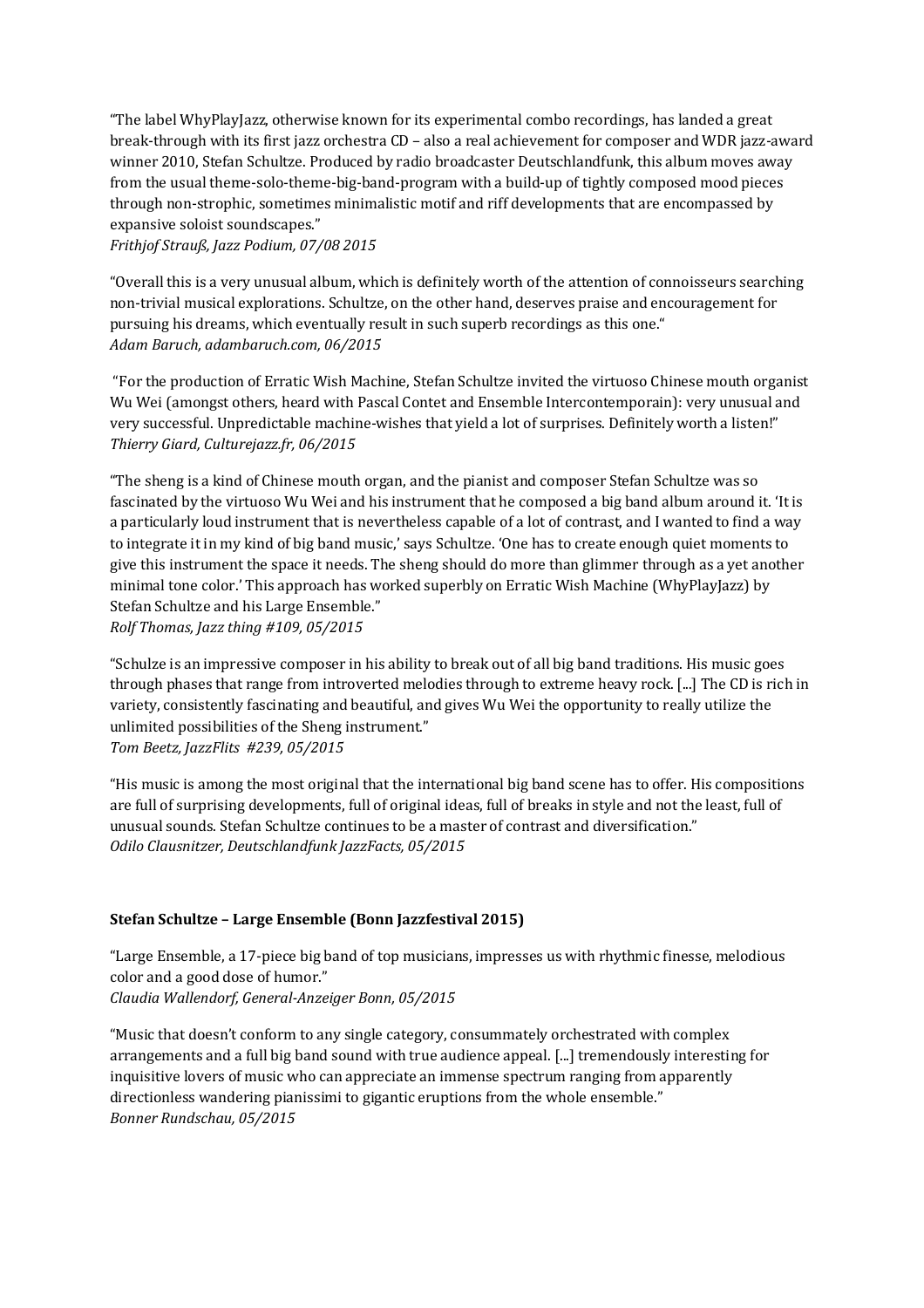“The label WhyPlayJazz, otherwise known for its experimental combo recordings, has landed a great break-through with its first jazz orchestra CD – also a real achievement for composer and WDR jazz-award winner 2010, Stefan Schultze. Produced by radio broadcaster Deutschlandfunk, this album moves away from the usual theme-solo-theme-big-band-program with a build-up of tightly composed mood pieces through non-strophic, sometimes minimalistic motif and riff developments that are encompassed by expansive soloist soundscapes.”
*Frithjof Strauß, Jazz Podium, 07/08 2015*

“Overall this is a very unusual album, which is definitely worth of the attention of connoisseurs searching non-trivial musical explorations. Schultze, on the other hand, deserves praise and encouragement for pursuing his dreams, which eventually result in such superb recordings as this one.“
*Adam Baruch, adambaruch.com, 06/2015*

“For the production of Erratic Wish Machine, Stefan Schultze invited the virtuoso Chinese mouth organist Wu Wei (amongst others, heard with Pascal Contet and Ensemble Intercontemporain): very unusual and very successful. Unpredictable machine-wishes that yield a lot of surprises. Definitely worth a listen!”
*Thierry Giard, Culturejazz.fr, 06/2015*

“The sheng is a kind of Chinese mouth organ, and the pianist and composer Stefan Schultze was so fascinated by the virtuoso Wu Wei and his instrument that he composed a big band album around it. ‘It is a particularly loud instrument that is nevertheless capable of a lot of contrast, and I wanted to find a way to integrate it in my kind of big band music,’ says Schultze. ‘One has to create enough quiet moments to give this instrument the space it needs. The sheng should do more than glimmer through as a yet another minimal tone color.’ This approach has worked superbly on Erratic Wish Machine (WhyPlayJazz) by Stefan Schultze and his Large Ensemble.”
*Rolf Thomas, Jazz thing #109, 05/2015*

“Schulze is an impressive composer in his ability to break out of all big band traditions. His music goes through phases that range from introverted melodies through to extreme heavy rock. [...] The CD is rich in variety, consistently fascinating and beautiful, and gives Wu Wei the opportunity to really utilize the unlimited possibilities of the Sheng instrument.”
*Tom Beetz, JazzFlits #239, 05/2015*

“His music is among the most original that the international big band scene has to offer. His compositions are full of surprising developments, full of original ideas, full of breaks in style and not the least, full of unusual sounds. Stefan Schultze continues to be a master of contrast and diversification.”
*Odilo Clausnitzer, Deutschlandfunk JazzFacts, 05/2015*

**Stefan Schultze – Large Ensemble (Bonn Jazzfestival 2015)**

“Large Ensemble, a 17-piece big band of top musicians, impresses us with rhythmic finesse, melodious color and a good dose of humor.”
*Claudia Wallendorf, General-Anzeiger Bonn, 05/2015*

“Music that doesn’t conform to any single category, consummately orchestrated with complex arrangements and a full big band sound with true audience appeal. [...] tremendously interesting for inquisitive lovers of music who can appreciate an immense spectrum ranging from apparently directionless wandering pianissimi to gigantic eruptions from the whole ensemble.”
*Bonner Rundschau, 05/2015*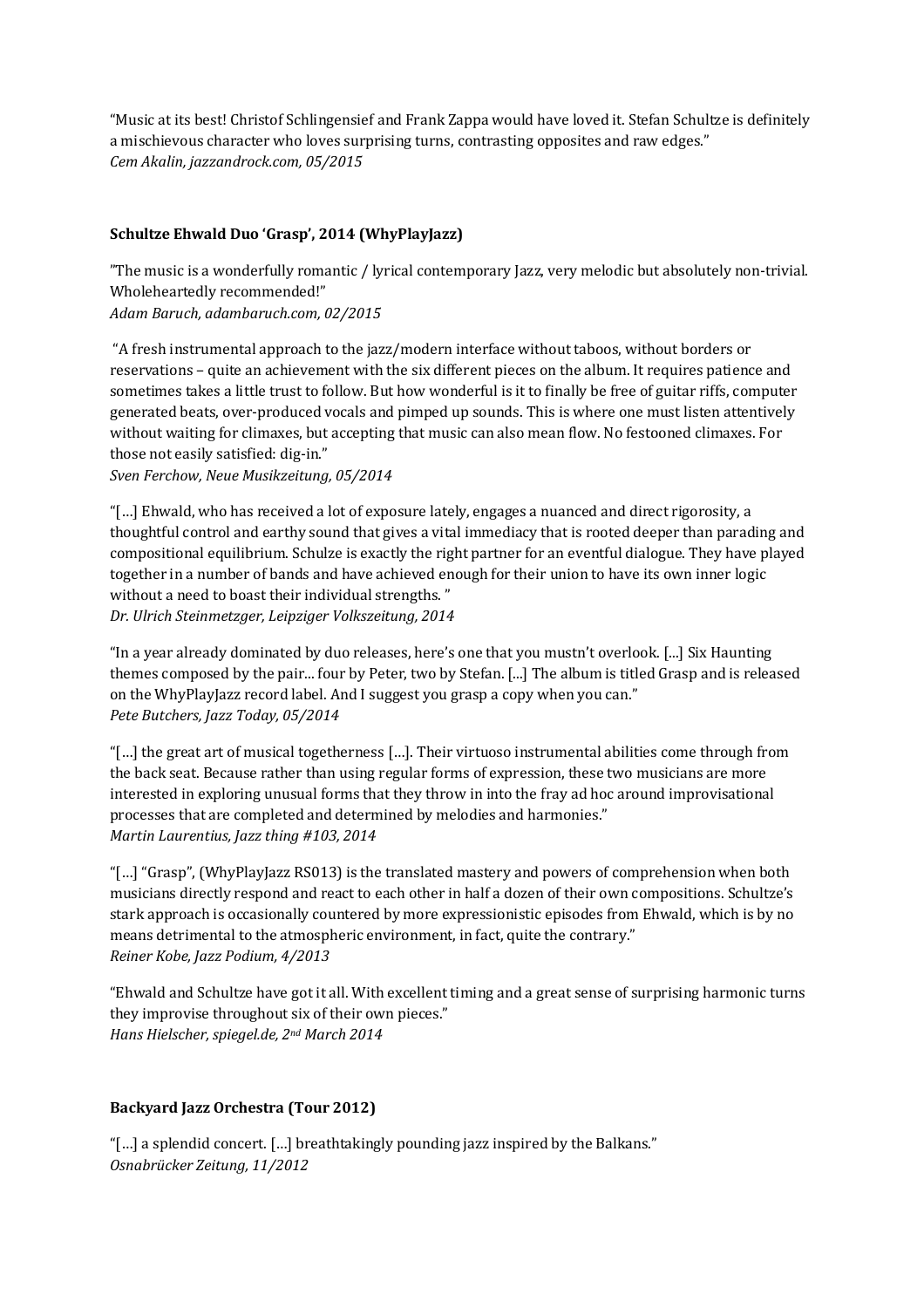“Music at its best! Christof Schlingensief and Frank Zappa would have loved it. Stefan Schultze is definitely a mischievous character who loves surprising turns, contrasting opposites and raw edges.”
*Cem Akalin, jazzandrock.com, 05/2015*

**Schultze Ehwald Duo ‘Grasp’, 2014 (WhyPlayJazz)**

”The music is a wonderfully romantic / lyrical contemporary Jazz, very melodic but absolutely non-trivial. Wholeheartedly recommended!”
*Adam Baruch, adambaruch.com, 02/2015*

“A fresh instrumental approach to the jazz/modern interface without taboos, without borders or reservations – quite an achievement with the six different pieces on the album. It requires patience and sometimes takes a little trust to follow. But how wonderful is it to finally be free of guitar riffs, computer generated beats, over-produced vocals and pimped up sounds. This is where one must listen attentively without waiting for climaxes, but accepting that music can also mean flow. No festooned climaxes. For those not easily satisfied: dig-in.”
*Sven Ferchow, Neue Musikzeitung, 05/2014*

“[…] Ehwald, who has received a lot of exposure lately, engages a nuanced and direct rigorosity, a thoughtful control and earthy sound that gives a vital immediacy that is rooted deeper than parading and compositional equilibrium. Schulze is exactly the right partner for an eventful dialogue. They have played together in a number of bands and have achieved enough for their union to have its own inner logic without a need to boast their individual strengths. ”
*Dr. Ulrich Steinmetzger, Leipziger Volkszeitung, 2014*

“In a year already dominated by duo releases, here’s one that you mustn’t overlook. [...] Six Haunting themes composed by the pair... four by Peter, two by Stefan. [...] The album is titled Grasp and is released on the WhyPlayJazz record label. And I suggest you grasp a copy when you can.”
*Pete Butchers, Jazz Today, 05/2014*

“[…] the great art of musical togetherness […]. Their virtuoso instrumental abilities come through from the back seat. Because rather than using regular forms of expression, these two musicians are more interested in exploring unusual forms that they throw in into the fray ad hoc around improvisational processes that are completed and determined by melodies and harmonies.”
*Martin Laurentius, Jazz thing #103, 2014*

“[…] “Grasp”, (WhyPlayJazz RS013) is the translated mastery and powers of comprehension when both musicians directly respond and react to each other in half a dozen of their own compositions. Schultze’s stark approach is occasionally countered by more expressionistic episodes from Ehwald, which is by no means detrimental to the atmospheric environment, in fact, quite the contrary.”
*Reiner Kobe, Jazz Podium, 4/2013*

“Ehwald and Schultze have got it all. With excellent timing and a great sense of surprising harmonic turns they improvise throughout six of their own pieces.”
*Hans Hielscher, spiegel.de, 2nd March 2014*

**Backyard Jazz Orchestra (Tour 2012)**

“[…] a splendid concert. […] breathtakingly pounding jazz inspired by the Balkans.”
*Osnabrücker Zeitung, 11/2012*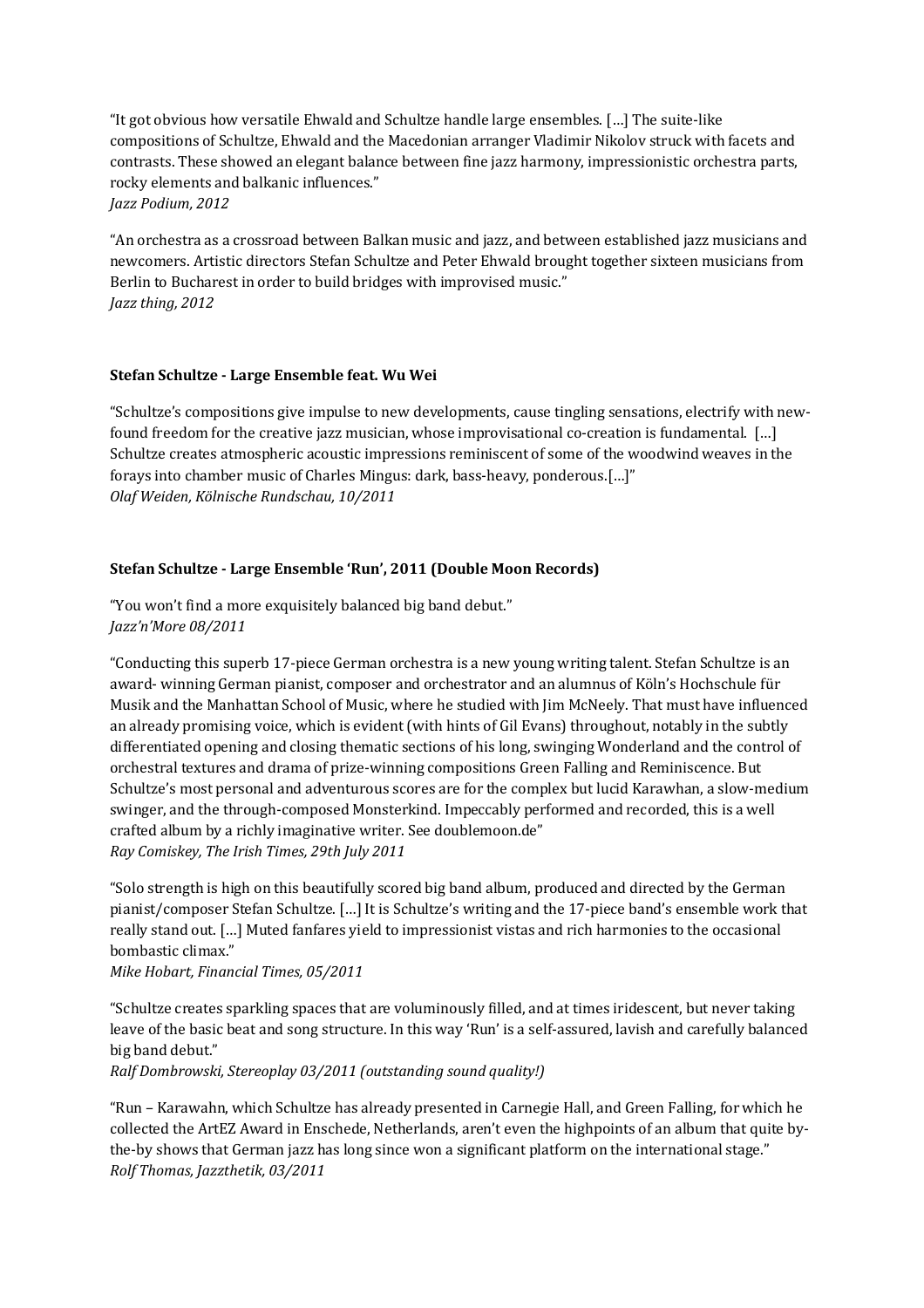"It got obvious how versatile Ehwald and Schultze handle large ensembles. […] The suite-like compositions of Schultze, Ehwald and the Macedonian arranger Vladimir Nikolov struck with facets and contrasts. These showed an elegant balance between fine jazz harmony, impressionistic orchestra parts, rocky elements and balkanic influences."
*Jazz Podium, 2012*

"An orchestra as a crossroad between Balkan music and jazz, and between established jazz musicians and newcomers. Artistic directors Stefan Schultze and Peter Ehwald brought together sixteen musicians from Berlin to Bucharest in order to build bridges with improvised music."
*Jazz thing, 2012*

**Stefan Schultze - Large Ensemble feat. Wu Wei**

"Schultze's compositions give impulse to new developments, cause tingling sensations, electrify with new-found freedom for the creative jazz musician, whose improvisational co-creation is fundamental. […] Schultze creates atmospheric acoustic impressions reminiscent of some of the woodwind weaves in the forays into chamber music of Charles Mingus: dark, bass-heavy, ponderous.[…]"
*Olaf Weiden, Kölnische Rundschau, 10/2011*

**Stefan Schultze - Large Ensemble 'Run', 2011 (Double Moon Records)**

"You won't find a more exquisitely balanced big band debut."
*Jazz'n'More 08/2011*

"Conducting this superb 17-piece German orchestra is a new young writing talent. Stefan Schultze is an award- winning German pianist, composer and orchestrator and an alumnus of Köln's Hochschule für Musik and the Manhattan School of Music, where he studied with Jim McNeely. That must have influenced an already promising voice, which is evident (with hints of Gil Evans) throughout, notably in the subtly differentiated opening and closing thematic sections of his long, swinging Wonderland and the control of orchestral textures and drama of prize-winning compositions Green Falling and Reminiscence. But Schultze's most personal and adventurous scores are for the complex but lucid Karawhan, a slow-medium swinger, and the through-composed Monsterkind. Impeccably performed and recorded, this is a well crafted album by a richly imaginative writer. See doublemoon.de"
*Ray Comiskey, The Irish Times, 29th July 2011*

"Solo strength is high on this beautifully scored big band album, produced and directed by the German pianist/composer Stefan Schultze. […] It is Schultze's writing and the 17-piece band's ensemble work that really stand out. […] Muted fanfares yield to impressionist vistas and rich harmonies to the occasional bombastic climax."
*Mike Hobart, Financial Times, 05/2011*

"Schultze creates sparkling spaces that are voluminously filled, and at times iridescent, but never taking leave of the basic beat and song structure. In this way 'Run' is a self-assured, lavish and carefully balanced big band debut."
*Ralf Dombrowski, Stereoplay 03/2011 (outstanding sound quality!)*

"Run – Karawahn, which Schultze has already presented in Carnegie Hall, and Green Falling, for which he collected the ArtEZ Award in Enschede, Netherlands, aren't even the highpoints of an album that quite by-the-by shows that German jazz has long since won a significant platform on the international stage."
*Rolf Thomas, Jazzthetik, 03/2011*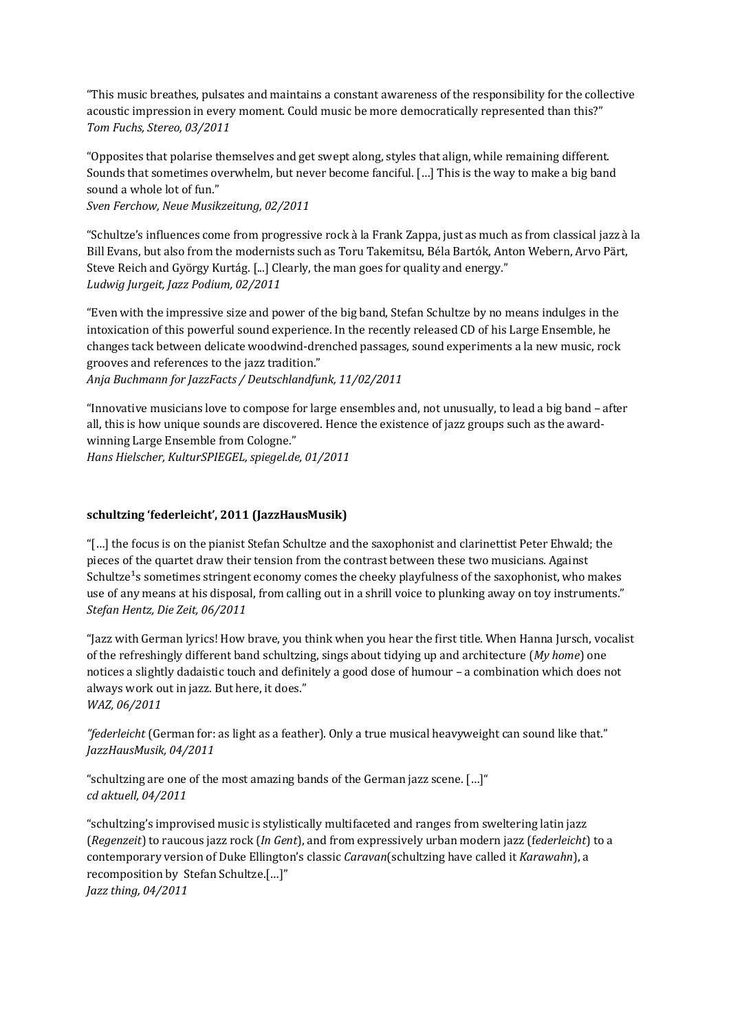"This music breathes, pulsates and maintains a constant awareness of the responsibility for the collective acoustic impression in every moment. Could music be more democratically represented than this?"
*Tom Fuchs, Stereo, 03/2011*

"Opposites that polarise themselves and get swept along, styles that align, while remaining different. Sounds that sometimes overwhelm, but never become fanciful. […] This is the way to make a big band sound a whole lot of fun."
*Sven Ferchow, Neue Musikzeitung, 02/2011*

"Schultze's influences come from progressive rock à la Frank Zappa, just as much as from classical jazz à la Bill Evans, but also from the modernists such as Toru Takemitsu, Béla Bartók, Anton Webern, Arvo Pärt, Steve Reich and György Kurtág. [...] Clearly, the man goes for quality and energy."
*Ludwig Jurgeit, Jazz Podium, 02/2011*

"Even with the impressive size and power of the big band, Stefan Schultze by no means indulges in the intoxication of this powerful sound experience. In the recently released CD of his Large Ensemble, he changes tack between delicate woodwind-drenched passages, sound experiments a la new music, rock grooves and references to the jazz tradition."
*Anja Buchmann for JazzFacts / Deutschlandfunk, 11/02/2011*

"Innovative musicians love to compose for large ensembles and, not unusually, to lead a big band – after all, this is how unique sounds are discovered. Hence the existence of jazz groups such as the award-winning Large Ensemble from Cologne."
*Hans Hielscher, KulturSPIEGEL, spiegel.de, 01/2011*

**schultzing 'federleicht', 2011 (JazzHausMusik)**

"[…] the focus is on the pianist Stefan Schultze and the saxophonist and clarinettist Peter Ehwald; the pieces of the quartet draw their tension from the contrast between these two musicians. Against Schultze[1]s sometimes stringent economy comes the cheeky playfulness of the saxophonist, who makes use of any means at his disposal, from calling out in a shrill voice to plunking away on toy instruments."
*Stefan Hentz, Die Zeit, 06/2011*

"Jazz with German lyrics! How brave, you think when you hear the first title. When Hanna Jursch, vocalist of the refreshingly different band schultzing, sings about tidying up and architecture (*My home*) one notices a slightly dadaistic touch and definitely a good dose of humour – a combination which does not always work out in jazz. But here, it does."
*WAZ, 06/2011*

*"federleicht* (German for: as light as a feather). Only a true musical heavyweight can sound like that."
*JazzHausMusik, 04/2011*

"schultzing are one of the most amazing bands of the German jazz scene. […]"
*cd aktuell, 04/2011*

"schultzing's improvised music is stylistically multifaceted and ranges from sweltering latin jazz (*Regenzeit*) to raucous jazz rock (*In Gent*), and from expressively urban modern jazz (*federleicht*) to a contemporary version of Duke Ellington's classic *Caravan*(schultzing have called it *Karawahn*), a recomposition by Stefan Schultze.[…]"
*Jazz thing, 04/2011*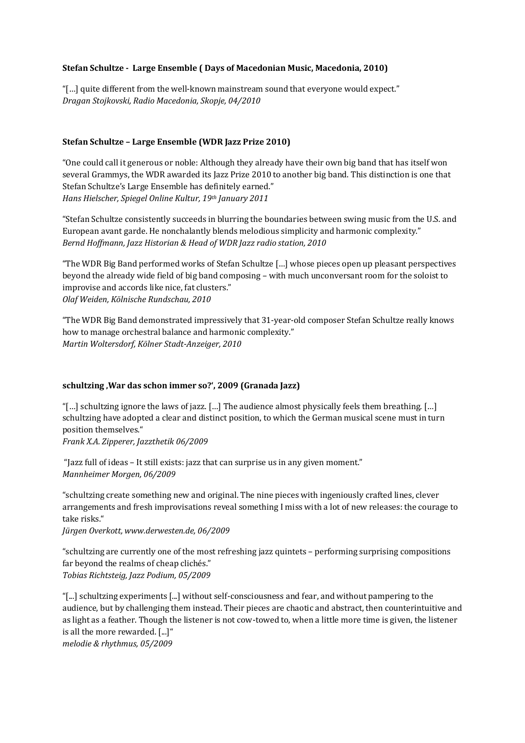**Stefan Schultze - Large Ensemble ( Days of Macedonian Music, Macedonia, 2010)**

"[…] quite different from the well-known mainstream sound that everyone would expect."
*Dragan Stojkovski, Radio Macedonia, Skopje, 04/2010*

**Stefan Schultze – Large Ensemble (WDR Jazz Prize 2010)**

"One could call it generous or noble: Although they already have their own big band that has itself won several Grammys, the WDR awarded its Jazz Prize 2010 to another big band. This distinction is one that Stefan Schultze's Large Ensemble has definitely earned."
*Hans Hielscher, Spiegel Online Kultur, 19th January 2011*

"Stefan Schultze consistently succeeds in blurring the boundaries between swing music from the U.S. and European avant garde. He nonchalantly blends melodious simplicity and harmonic complexity."
*Bernd Hoffmann, Jazz Historian & Head of WDR Jazz radio station, 2010*

"The WDR Big Band performed works of Stefan Schultze […] whose pieces open up pleasant perspectives beyond the already wide field of big band composing – with much unconversant room for the soloist to improvise and accords like nice, fat clusters."
*Olaf Weiden, Kölnische Rundschau, 2010*

"The WDR Big Band demonstrated impressively that 31-year-old composer Stefan Schultze really knows how to manage orchestral balance and harmonic complexity."
*Martin Woltersdorf, Kölner Stadt-Anzeiger, 2010*

**schultzing ‚War das schon immer so?', 2009 (Granada Jazz)**

"[…] schultzing ignore the laws of jazz. […] The audience almost physically feels them breathing. […] schultzing have adopted a clear and distinct position, to which the German musical scene must in turn position themselves."
*Frank X.A. Zipperer, Jazzthetik 06/2009*

"Jazz full of ideas – It still exists: jazz that can surprise us in any given moment."
*Mannheimer Morgen, 06/2009*

"schultzing create something new and original. The nine pieces with ingeniously crafted lines, clever arrangements and fresh improvisations reveal something I miss with a lot of new releases: the courage to take risks."
*Jürgen Overkott, www.derwesten.de, 06/2009*

"schultzing are currently one of the most refreshing jazz quintets – performing surprising compositions far beyond the realms of cheap clichés."
*Tobias Richtsteig, Jazz Podium, 05/2009*

"[...] schultzing experiments [...] without self-consciousness and fear, and without pampering to the audience, but by challenging them instead. Their pieces are chaotic and abstract, then counterintuitive and as light as a feather. Though the listener is not cow-towed to, when a little more time is given, the listener is all the more rewarded. [...]"
*melodie & rhythmus, 05/2009*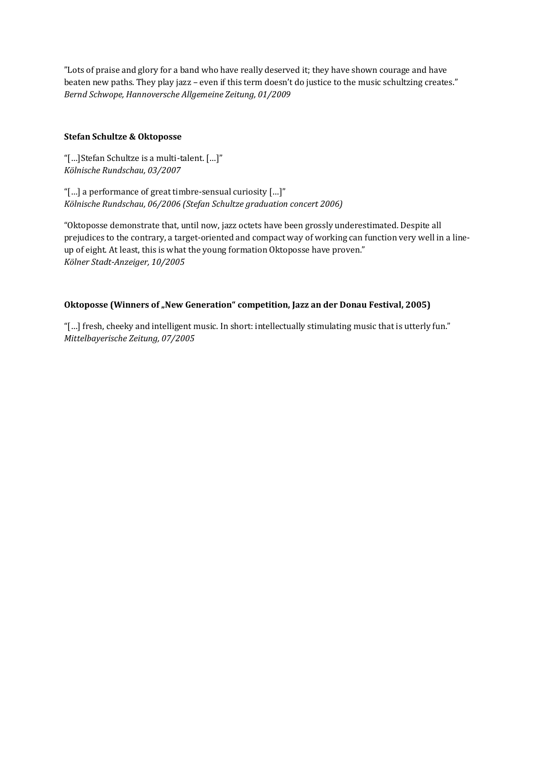"Lots of praise and glory for a band who have really deserved it; they have shown courage and have beaten new paths. They play jazz – even if this term doesn't do justice to the music schultzing creates."
*Bernd Schwope, Hannoversche Allgemeine Zeitung, 01/2009*

**Stefan Schultze & Oktoposse**

"[…]Stefan Schultze is a multi-talent. […]"
*Kölnische Rundschau, 03/2007*

"[…] a performance of great timbre-sensual curiosity […]"
*Kölnische Rundschau, 06/2006 (Stefan Schultze graduation concert 2006)*

"Oktoposse demonstrate that, until now, jazz octets have been grossly underestimated. Despite all prejudices to the contrary, a target-oriented and compact way of working can function very well in a line-up of eight. At least, this is what the young formation Oktoposse have proven."
*Kölner Stadt-Anzeiger, 10/2005*

**Oktoposse (Winners of „New Generation" competition, Jazz an der Donau Festival, 2005)**

"[…] fresh, cheeky and intelligent music. In short: intellectually stimulating music that is utterly fun."
*Mittelbayerische Zeitung, 07/2005*